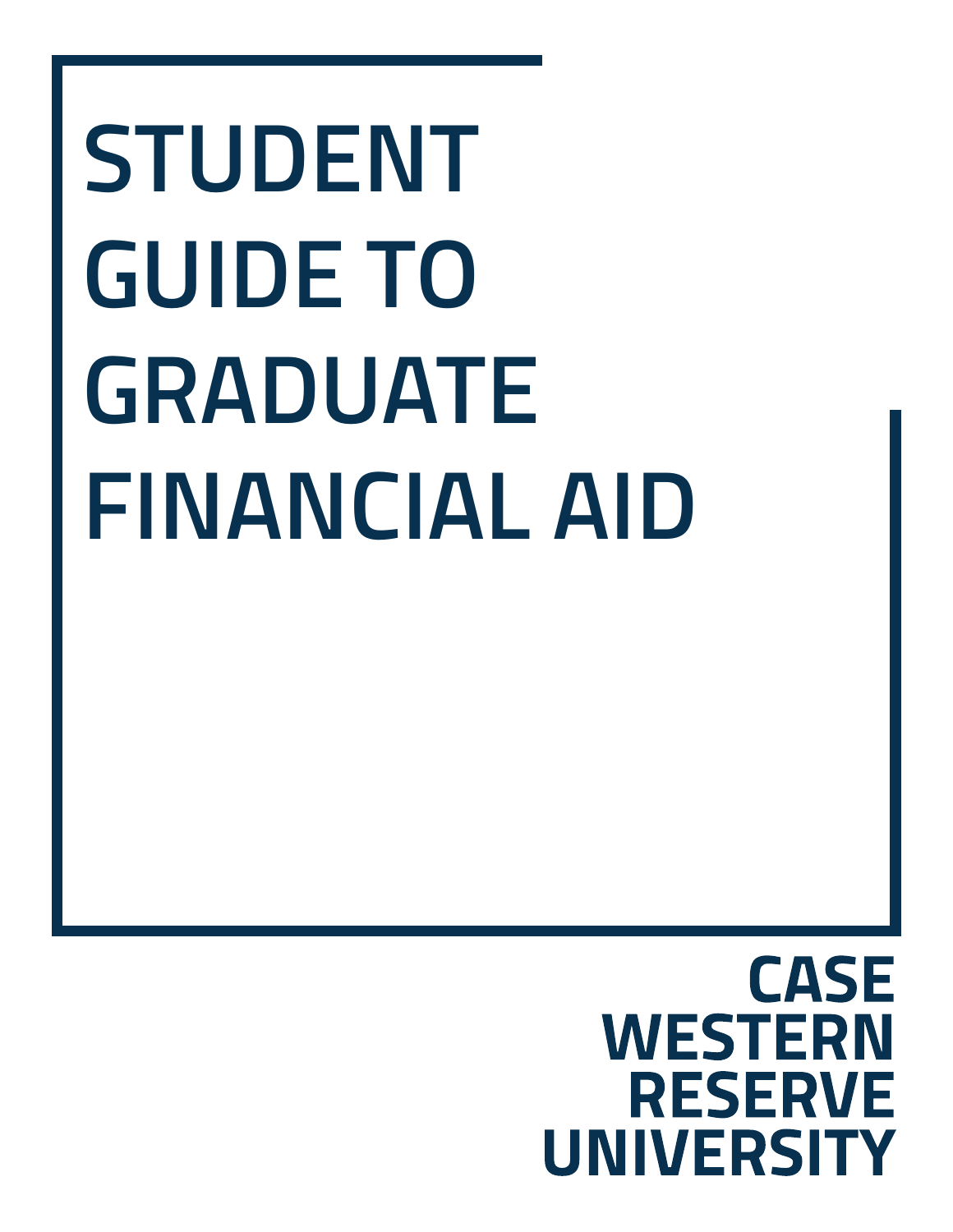# STUDENT GUIDE TO GRADUATE FINANCIAL AID

CASE WESTERN RESERVE UNIVERSITY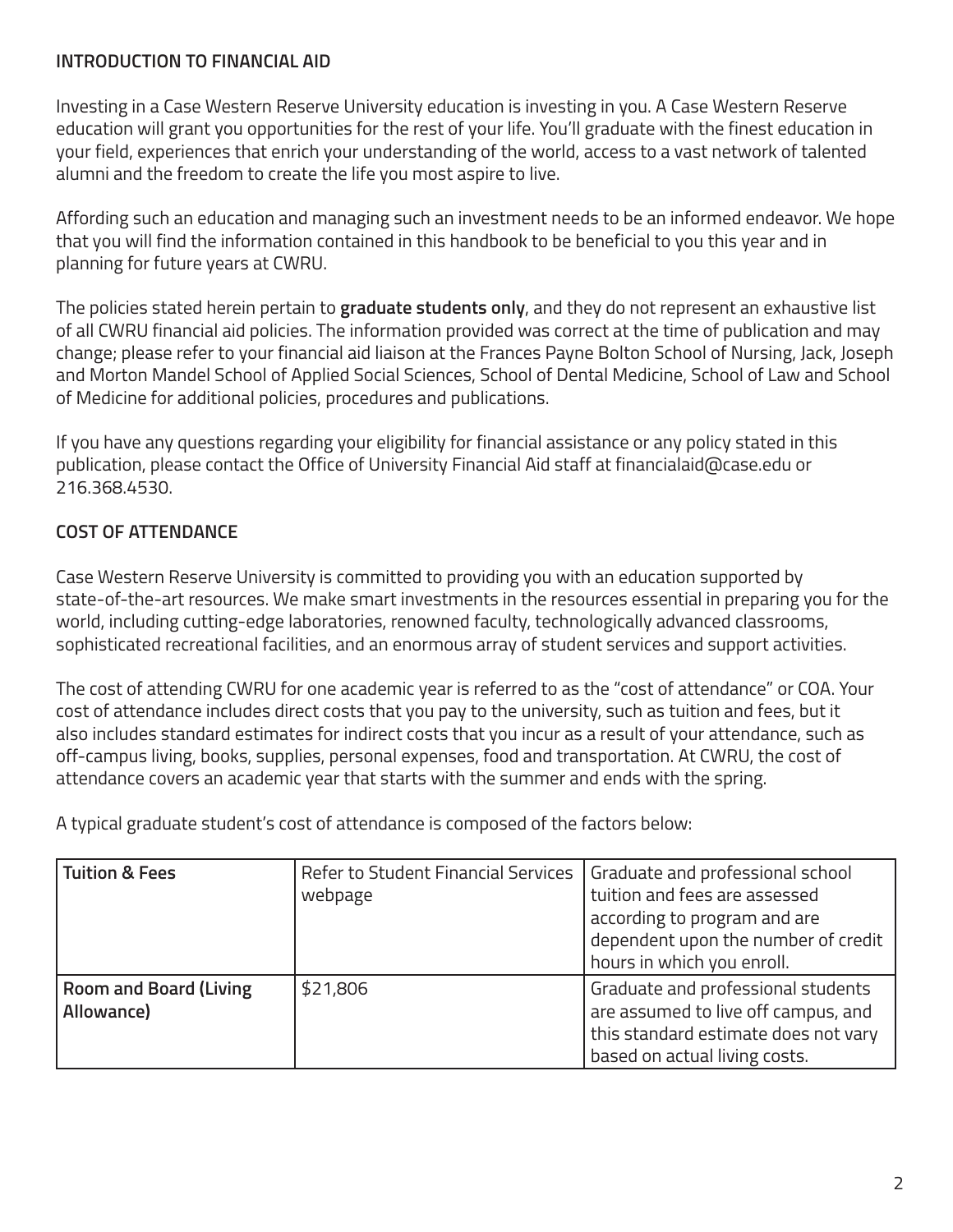## INTRODUCTION TO FINANCIAL AID

Investing in a Case Western Reserve University education is investing in you. A Case Western Reserve education will grant you opportunities for the rest of your life. You'll graduate with the finest education in your field, experiences that enrich your understanding of the world, access to a vast network of talented alumni and the freedom to create the life you most aspire to live.

Affording such an education and managing such an investment needs to be an informed endeavor. We hope that you will find the information contained in this handbook to be beneficial to you this year and in planning for future years at CWRU.

The policies stated herein pertain to **graduate students only**, and they do not represent an exhaustive list of all CWRU financial aid policies. The information provided was correct at the time of publication and may change; please refer to your financial aid liaison at the Frances Payne Bolton School of Nursing, Jack, Joseph and Morton Mandel School of Applied Social Sciences, School of Dental Medicine, School of Law and School of Medicine for additional policies, procedures and publications.

If you have any questions regarding your eligibility for financial assistance or any policy stated in this publication, please contact the Office of University Financial Aid staff at financialaid@case.edu or 216.368.4530.

## COST OF ATTENDANCE

Case Western Reserve University is committed to providing you with an education supported by state-of-the-art resources. We make smart investments in the resources essential in preparing you for the world, including cutting-edge laboratories, renowned faculty, technologically advanced classrooms, sophisticated recreational facilities, and an enormous array of student services and support activities.

The cost of attending CWRU for one academic year is referred to as the "cost of attendance" or COA. Your cost of attendance includes direct costs that you pay to the university, such as tuition and fees, but it also includes standard estimates for indirect costs that you incur as a result of your attendance, such as off-campus living, books, supplies, personal expenses, food and transportation. At CWRU, the cost of attendance covers an academic year that starts with the summer and ends with the spring.

A typical graduate student's cost of attendance is composed of the factors below:

| | | |
|---|---|---|
| **Tuition & Fees** | Refer to Student Financial Services webpage | Graduate and professional school tuition and fees are assessed according to program and are dependent upon the number of credit hours in which you enroll. |
| **Room and Board (Living Allowance)** | $21,806 | Graduate and professional students are assumed to live off campus, and this standard estimate does not vary based on actual living costs. |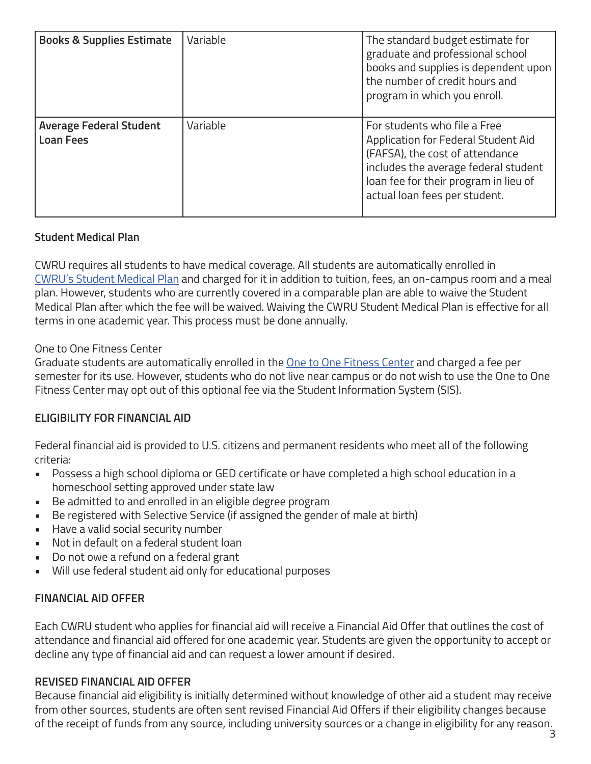| **Books & Supplies Estimate** | Variable | The standard budget estimate for graduate and professional school books and supplies is dependent upon the number of credit hours and program in which you enroll. |
|---|---|---|
| **Average Federal Student Loan Fees** | Variable | For students who file a Free Application for Federal Student Aid (FAFSA), the cost of attendance includes the average federal student loan fee for their program in lieu of actual loan fees per student. |

**Student Medical Plan**

CWRU requires all students to have medical coverage. All students are automatically enrolled in CWRU's Student Medical Plan and charged for it in addition to tuition, fees, an on-campus room and a meal plan. However, students who are currently covered in a comparable plan are able to waive the Student Medical Plan after which the fee will be waived. Waiving the CWRU Student Medical Plan is effective for all terms in one academic year. This process must be done annually.

One to One Fitness Center
Graduate students are automatically enrolled in the One to One Fitness Center and charged a fee per semester for its use. However, students who do not live near campus or do not wish to use the One to One Fitness Center may opt out of this optional fee via the Student Information System (SIS).

## ELIGIBILITY FOR FINANCIAL AID

Federal financial aid is provided to U.S. citizens and permanent residents who meet all of the following criteria:

- Possess a high school diploma or GED certificate or have completed a high school education in a homeschool setting approved under state law
- Be admitted to and enrolled in an eligible degree program
- Be registered with Selective Service (if assigned the gender of male at birth)
- Have a valid social security number
- Not in default on a federal student loan
- Do not owe a refund on a federal grant
- Will use federal student aid only for educational purposes

## FINANCIAL AID OFFER

Each CWRU student who applies for financial aid will receive a Financial Aid Offer that outlines the cost of attendance and financial aid offered for one academic year. Students are given the opportunity to accept or decline any type of financial aid and can request a lower amount if desired.

## REVISED FINANCIAL AID OFFER

Because financial aid eligibility is initially determined without knowledge of other aid a student may receive from other sources, students are often sent revised Financial Aid Offers if their eligibility changes because of the receipt of funds from any source, including university sources or a change in eligibility for any reason.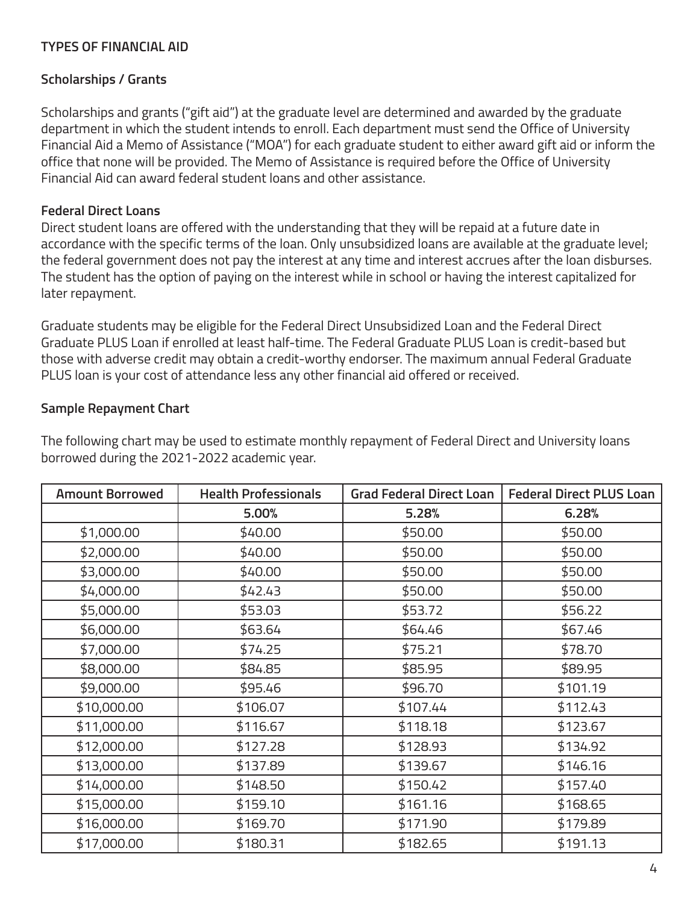## TYPES OF FINANCIAL AID

### Scholarships / Grants

Scholarships and grants ("gift aid") at the graduate level are determined and awarded by the graduate department in which the student intends to enroll. Each department must send the Office of University Financial Aid a Memo of Assistance ("MOA") for each graduate student to either award gift aid or inform the office that none will be provided. The Memo of Assistance is required before the Office of University Financial Aid can award federal student loans and other assistance.

### Federal Direct Loans

Direct student loans are offered with the understanding that they will be repaid at a future date in accordance with the specific terms of the loan. Only unsubsidized loans are available at the graduate level; the federal government does not pay the interest at any time and interest accrues after the loan disburses. The student has the option of paying on the interest while in school or having the interest capitalized for later repayment.

Graduate students may be eligible for the Federal Direct Unsubsidized Loan and the Federal Direct Graduate PLUS Loan if enrolled at least half-time. The Federal Graduate PLUS Loan is credit-based but those with adverse credit may obtain a credit-worthy endorser. The maximum annual Federal Graduate PLUS loan is your cost of attendance less any other financial aid offered or received.

### Sample Repayment Chart

The following chart may be used to estimate monthly repayment of Federal Direct and University loans borrowed during the 2021-2022 academic year.

| Amount Borrowed | Health Professionals | Grad Federal Direct Loan | Federal Direct PLUS Loan |
|---|---|---|---|
| | **5.00%** | **5.28%** | **6.28%** |
| $1,000.00 | $40.00 | $50.00 | $50.00 |
| $2,000.00 | $40.00 | $50.00 | $50.00 |
| $3,000.00 | $40.00 | $50.00 | $50.00 |
| $4,000.00 | $42.43 | $50.00 | $50.00 |
| $5,000.00 | $53.03 | $53.72 | $56.22 |
| $6,000.00 | $63.64 | $64.46 | $67.46 |
| $7,000.00 | $74.25 | $75.21 | $78.70 |
| $8,000.00 | $84.85 | $85.95 | $89.95 |
| $9,000.00 | $95.46 | $96.70 | $101.19 |
| $10,000.00 | $106.07 | $107.44 | $112.43 |
| $11,000.00 | $116.67 | $118.18 | $123.67 |
| $12,000.00 | $127.28 | $128.93 | $134.92 |
| $13,000.00 | $137.89 | $139.67 | $146.16 |
| $14,000.00 | $148.50 | $150.42 | $157.40 |
| $15,000.00 | $159.10 | $161.16 | $168.65 |
| $16,000.00 | $169.70 | $171.90 | $179.89 |
| $17,000.00 | $180.31 | $182.65 | $191.13 |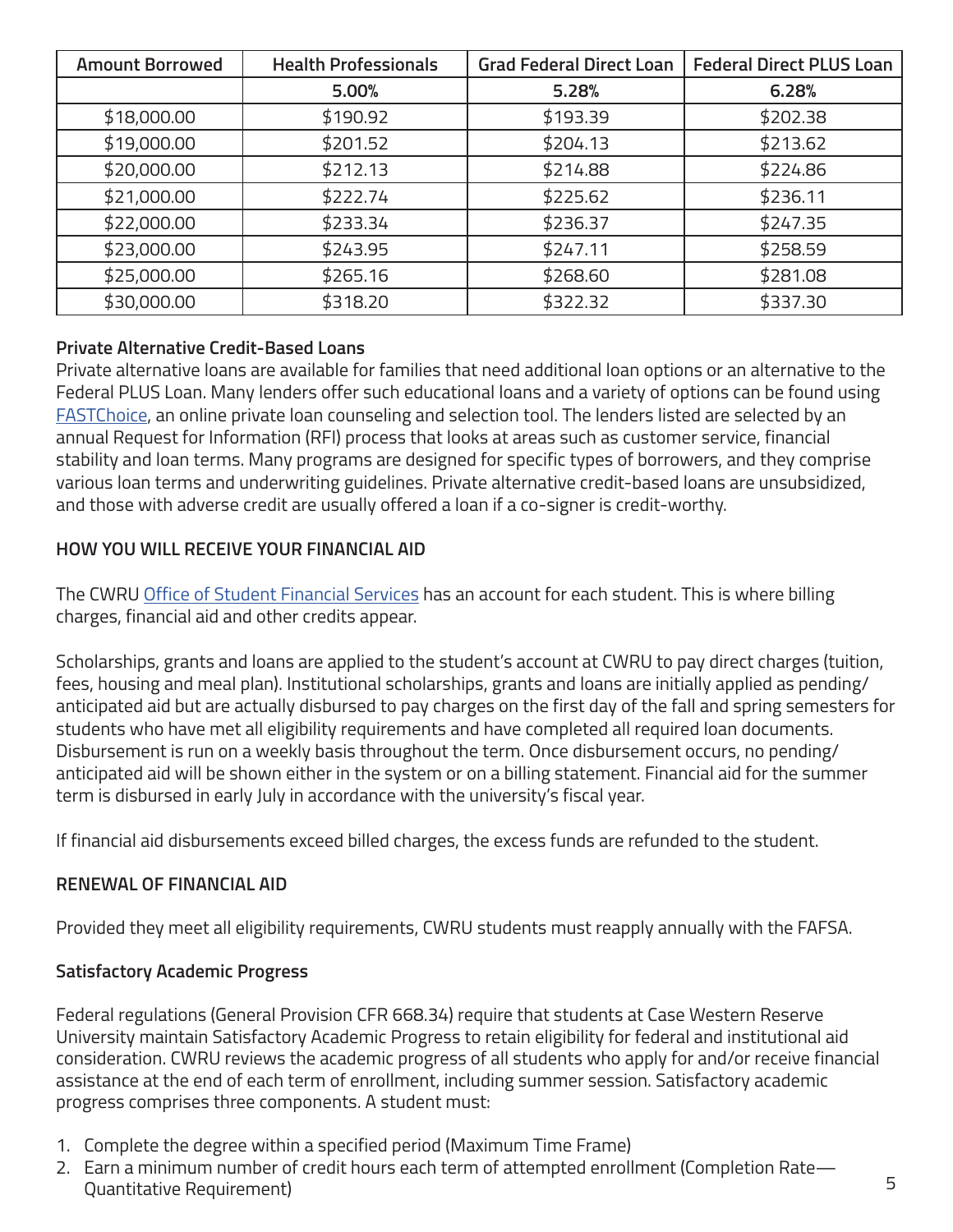| Amount Borrowed | Health Professionals | Grad Federal Direct Loan | Federal Direct PLUS Loan |
| --- | --- | --- | --- |
| | 5.00% | 5.28% | 6.28% |
| $18,000.00 | $190.92 | $193.39 | $202.38 |
| $19,000.00 | $201.52 | $204.13 | $213.62 |
| $20,000.00 | $212.13 | $214.88 | $224.86 |
| $21,000.00 | $222.74 | $225.62 | $236.11 |
| $22,000.00 | $233.34 | $236.37 | $247.35 |
| $23,000.00 | $243.95 | $247.11 | $258.59 |
| $25,000.00 | $265.16 | $268.60 | $281.08 |
| $30,000.00 | $318.20 | $322.32 | $337.30 |

**Private Alternative Credit-Based Loans**

Private alternative loans are available for families that need additional loan options or an alternative to the Federal PLUS Loan. Many lenders offer such educational loans and a variety of options can be found using FASTChoice, an online private loan counseling and selection tool. The lenders listed are selected by an annual Request for Information (RFI) process that looks at areas such as customer service, financial stability and loan terms. Many programs are designed for specific types of borrowers, and they comprise various loan terms and underwriting guidelines. Private alternative credit-based loans are unsubsidized, and those with adverse credit are usually offered a loan if a co-signer is credit-worthy.

## HOW YOU WILL RECEIVE YOUR FINANCIAL AID

The CWRU Office of Student Financial Services has an account for each student. This is where billing charges, financial aid and other credits appear.

Scholarships, grants and loans are applied to the student's account at CWRU to pay direct charges (tuition, fees, housing and meal plan). Institutional scholarships, grants and loans are initially applied as pending/anticipated aid but are actually disbursed to pay charges on the first day of the fall and spring semesters for students who have met all eligibility requirements and have completed all required loan documents. Disbursement is run on a weekly basis throughout the term. Once disbursement occurs, no pending/anticipated aid will be shown either in the system or on a billing statement. Financial aid for the summer term is disbursed in early July in accordance with the university's fiscal year.

If financial aid disbursements exceed billed charges, the excess funds are refunded to the student.

## RENEWAL OF FINANCIAL AID

Provided they meet all eligibility requirements, CWRU students must reapply annually with the FAFSA.

**Satisfactory Academic Progress**

Federal regulations (General Provision CFR 668.34) require that students at Case Western Reserve University maintain Satisfactory Academic Progress to retain eligibility for federal and institutional aid consideration. CWRU reviews the academic progress of all students who apply for and/or receive financial assistance at the end of each term of enrollment, including summer session. Satisfactory academic progress comprises three components. A student must:

1. Complete the degree within a specified period (Maximum Time Frame)
2. Earn a minimum number of credit hours each term of attempted enrollment (Completion Rate—Quantitative Requirement)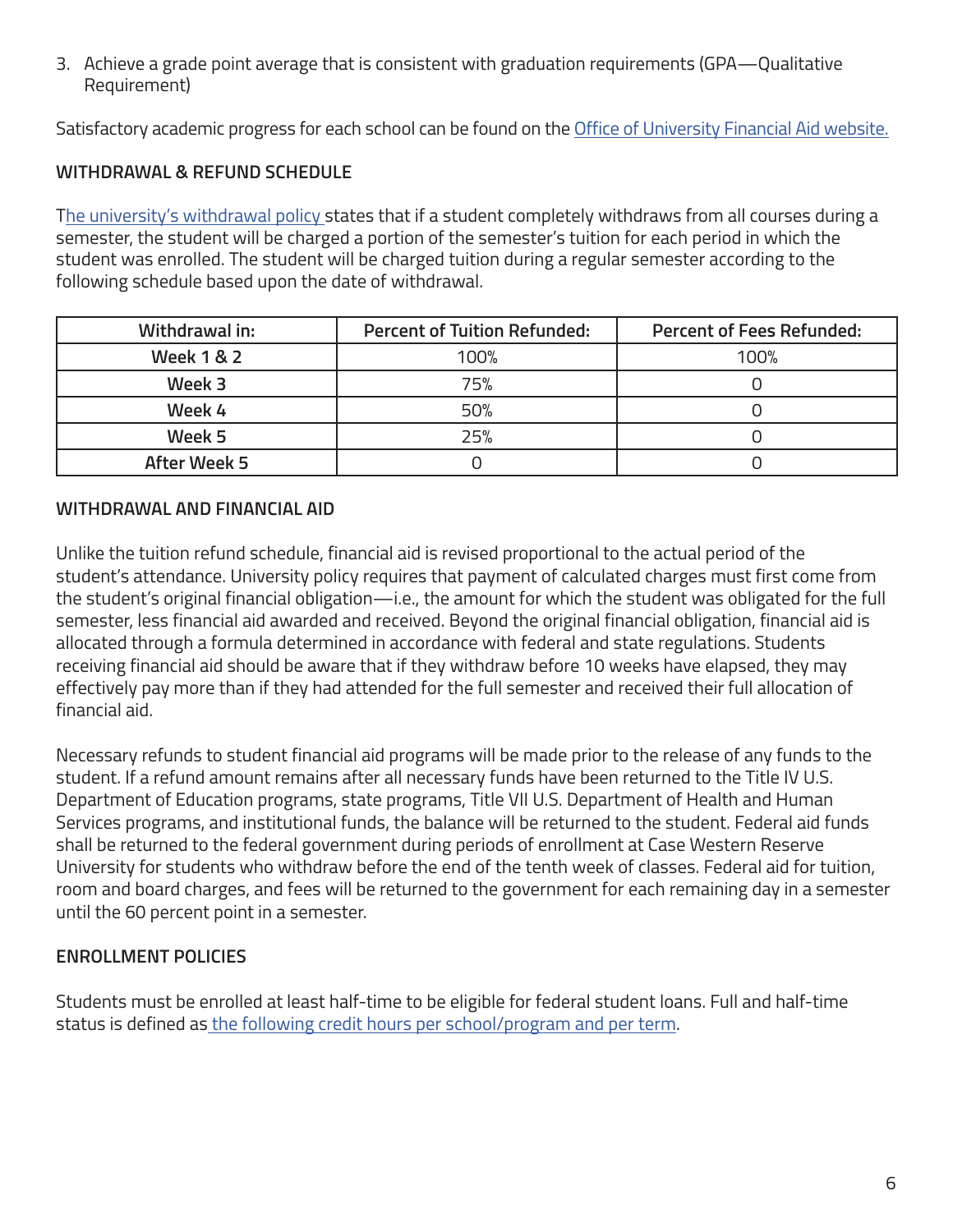3. Achieve a grade point average that is consistent with graduation requirements (GPA—Qualitative Requirement)

Satisfactory academic progress for each school can be found on the Office of University Financial Aid website.

**WITHDRAWAL & REFUND SCHEDULE**

The university's withdrawal policy states that if a student completely withdraws from all courses during a semester, the student will be charged a portion of the semester's tuition for each period in which the student was enrolled. The student will be charged tuition during a regular semester according to the following schedule based upon the date of withdrawal.

| Withdrawal in: | Percent of Tuition Refunded: | Percent of Fees Refunded: |
|---|---|---|
| **Week 1 & 2** | 100% | 100% |
| **Week 3** | 75% | 0 |
| **Week 4** | 50% | 0 |
| **Week 5** | 25% | 0 |
| **After Week 5** | 0 | 0 |

**WITHDRAWAL AND FINANCIAL AID**

Unlike the tuition refund schedule, financial aid is revised proportional to the actual period of the student's attendance. University policy requires that payment of calculated charges must first come from the student's original financial obligation—i.e., the amount for which the student was obligated for the full semester, less financial aid awarded and received. Beyond the original financial obligation, financial aid is allocated through a formula determined in accordance with federal and state regulations. Students receiving financial aid should be aware that if they withdraw before 10 weeks have elapsed, they may effectively pay more than if they had attended for the full semester and received their full allocation of financial aid.

Necessary refunds to student financial aid programs will be made prior to the release of any funds to the student. If a refund amount remains after all necessary funds have been returned to the Title IV U.S. Department of Education programs, state programs, Title VII U.S. Department of Health and Human Services programs, and institutional funds, the balance will be returned to the student. Federal aid funds shall be returned to the federal government during periods of enrollment at Case Western Reserve University for students who withdraw before the end of the tenth week of classes. Federal aid for tuition, room and board charges, and fees will be returned to the government for each remaining day in a semester until the 60 percent point in a semester.

**ENROLLMENT POLICIES**

Students must be enrolled at least half-time to be eligible for federal student loans. Full and half-time status is defined as the following credit hours per school/program and per term.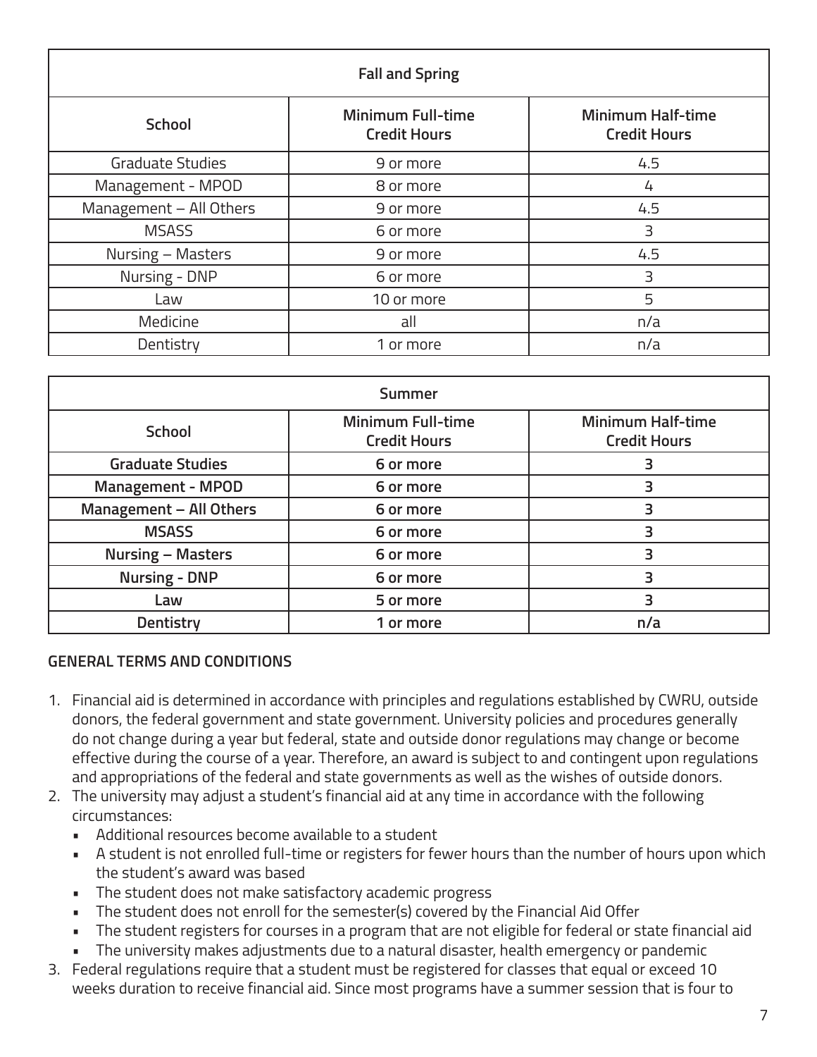| Fall and Spring | | |
|---|---|---|
| **School** | **Minimum Full-time Credit Hours** | **Minimum Half-time Credit Hours** |
| Graduate Studies | 9 or more | 4.5 |
| Management - MPOD | 8 or more | 4 |
| Management – All Others | 9 or more | 4.5 |
| MSASS | 6 or more | 3 |
| Nursing – Masters | 9 or more | 4.5 |
| Nursing - DNP | 6 or more | 3 |
| Law | 10 or more | 5 |
| Medicine | all | n/a |
| Dentistry | 1 or more | n/a |

| Summer | | |
|---|---|---|
| **School** | **Minimum Full-time Credit Hours** | **Minimum Half-time Credit Hours** |
| **Graduate Studies** | **6 or more** | **3** |
| **Management - MPOD** | **6 or more** | **3** |
| **Management – All Others** | **6 or more** | **3** |
| **MSASS** | **6 or more** | **3** |
| **Nursing – Masters** | **6 or more** | **3** |
| **Nursing - DNP** | **6 or more** | **3** |
| **Law** | **5 or more** | **3** |
| **Dentistry** | **1 or more** | **n/a** |

## GENERAL TERMS AND CONDITIONS

1. Financial aid is determined in accordance with principles and regulations established by CWRU, outside donors, the federal government and state government. University policies and procedures generally do not change during a year but federal, state and outside donor regulations may change or become effective during the course of a year. Therefore, an award is subject to and contingent upon regulations and appropriations of the federal and state governments as well as the wishes of outside donors.
2. The university may adjust a student's financial aid at any time in accordance with the following circumstances:
   - Additional resources become available to a student
   - A student is not enrolled full-time or registers for fewer hours than the number of hours upon which the student's award was based
   - The student does not make satisfactory academic progress
   - The student does not enroll for the semester(s) covered by the Financial Aid Offer
   - The student registers for courses in a program that are not eligible for federal or state financial aid
   - The university makes adjustments due to a natural disaster, health emergency or pandemic
3. Federal regulations require that a student must be registered for classes that equal or exceed 10 weeks duration to receive financial aid. Since most programs have a summer session that is four to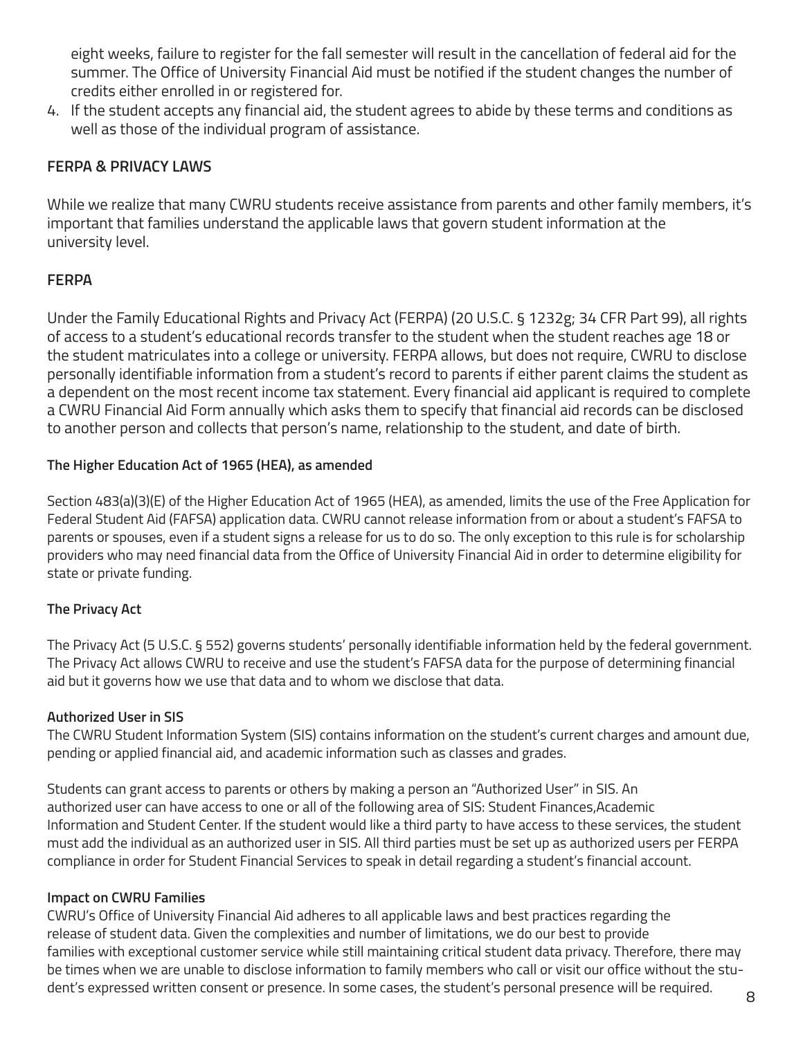eight weeks, failure to register for the fall semester will result in the cancellation of federal aid for the summer. The Office of University Financial Aid must be notified if the student changes the number of credits either enrolled in or registered for.

4. If the student accepts any financial aid, the student agrees to abide by these terms and conditions as well as those of the individual program of assistance.

## FERPA & PRIVACY LAWS

While we realize that many CWRU students receive assistance from parents and other family members, it's important that families understand the applicable laws that govern student information at the university level.

## FERPA

Under the Family Educational Rights and Privacy Act (FERPA) (20 U.S.C. § 1232g; 34 CFR Part 99), all rights of access to a student's educational records transfer to the student when the student reaches age 18 or the student matriculates into a college or university. FERPA allows, but does not require, CWRU to disclose personally identifiable information from a student's record to parents if either parent claims the student as a dependent on the most recent income tax statement. Every financial aid applicant is required to complete a CWRU Financial Aid Form annually which asks them to specify that financial aid records can be disclosed to another person and collects that person's name, relationship to the student, and date of birth.

### The Higher Education Act of 1965 (HEA), as amended

Section 483(a)(3)(E) of the Higher Education Act of 1965 (HEA), as amended, limits the use of the Free Application for Federal Student Aid (FAFSA) application data. CWRU cannot release information from or about a student's FAFSA to parents or spouses, even if a student signs a release for us to do so. The only exception to this rule is for scholarship providers who may need financial data from the Office of University Financial Aid in order to determine eligibility for state or private funding.

### The Privacy Act

The Privacy Act (5 U.S.C. § 552) governs students' personally identifiable information held by the federal government. The Privacy Act allows CWRU to receive and use the student's FAFSA data for the purpose of determining financial aid but it governs how we use that data and to whom we disclose that data.

### Authorized User in SIS

The CWRU Student Information System (SIS) contains information on the student's current charges and amount due, pending or applied financial aid, and academic information such as classes and grades.

Students can grant access to parents or others by making a person an "Authorized User" in SIS. An authorized user can have access to one or all of the following area of SIS: Student Finances,Academic Information and Student Center. If the student would like a third party to have access to these services, the student must add the individual as an authorized user in SIS. All third parties must be set up as authorized users per FERPA compliance in order for Student Financial Services to speak in detail regarding a student's financial account.

### Impact on CWRU Families

CWRU's Office of University Financial Aid adheres to all applicable laws and best practices regarding the release of student data. Given the complexities and number of limitations, we do our best to provide families with exceptional customer service while still maintaining critical student data privacy. Therefore, there may be times when we are unable to disclose information to family members who call or visit our office without the student's expressed written consent or presence. In some cases, the student's personal presence will be required.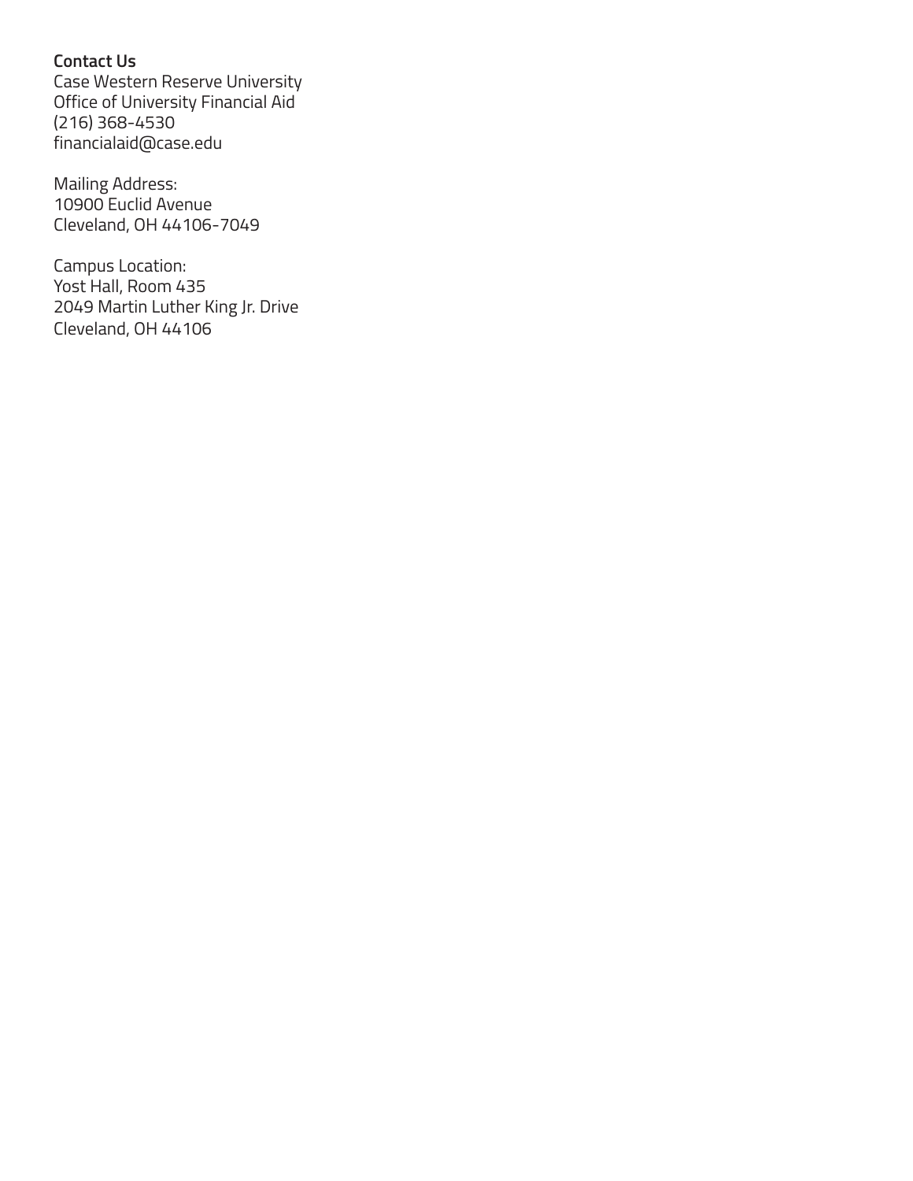**Contact Us**
Case Western Reserve University
Office of University Financial Aid
(216) 368-4530
financialaid@case.edu

Mailing Address:
10900 Euclid Avenue
Cleveland, OH 44106-7049

Campus Location:
Yost Hall, Room 435
2049 Martin Luther King Jr. Drive
Cleveland, OH 44106